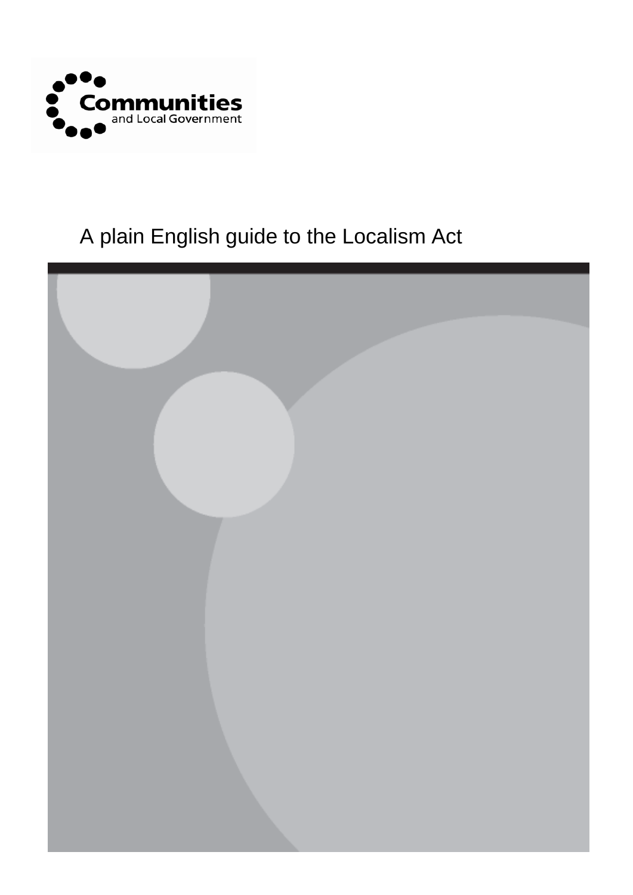Communities and Local Government

# A plain English guide to the Localism Act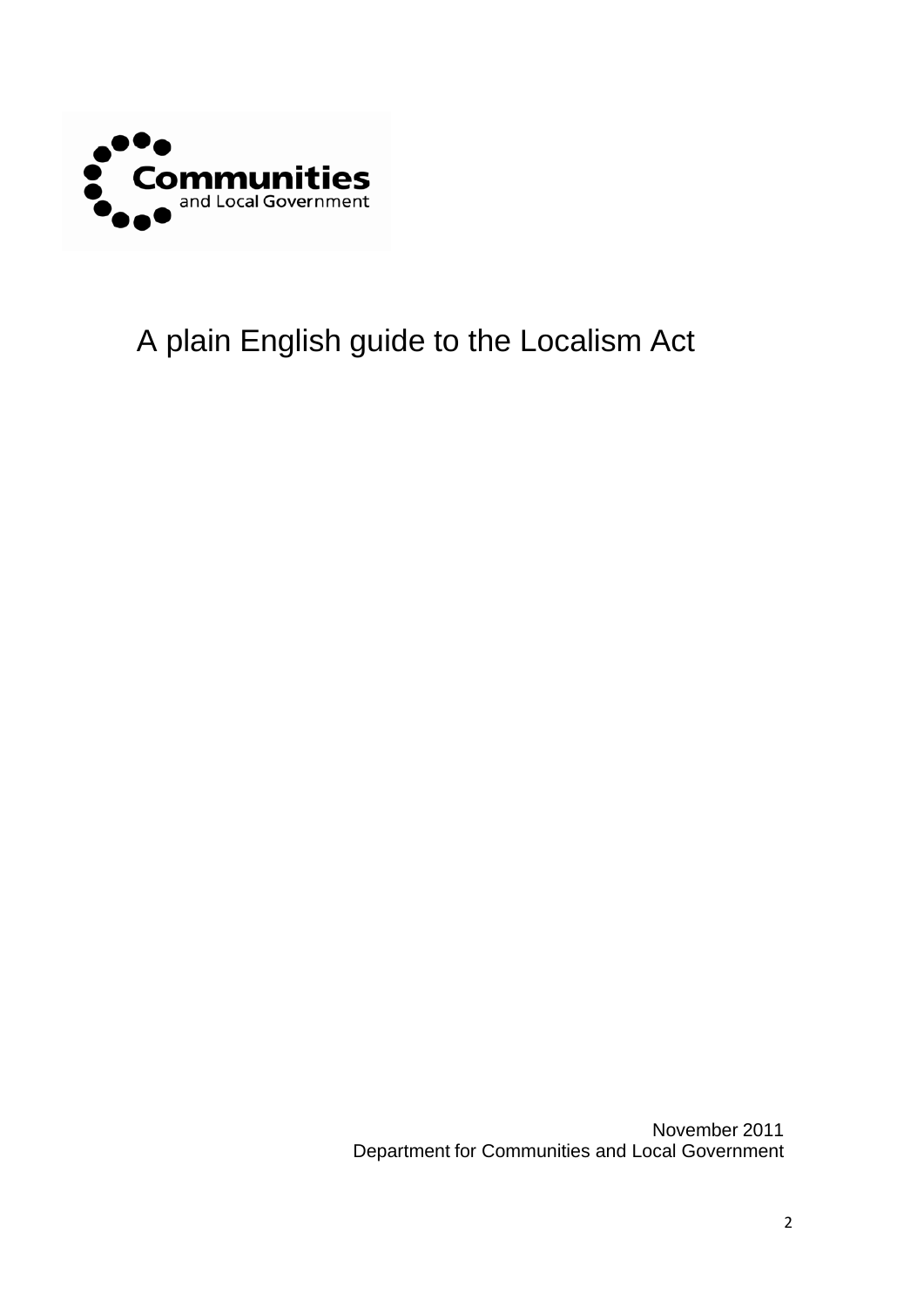Communities and Local Government

# A plain English guide to the Localism Act

November 2011
Department for Communities and Local Government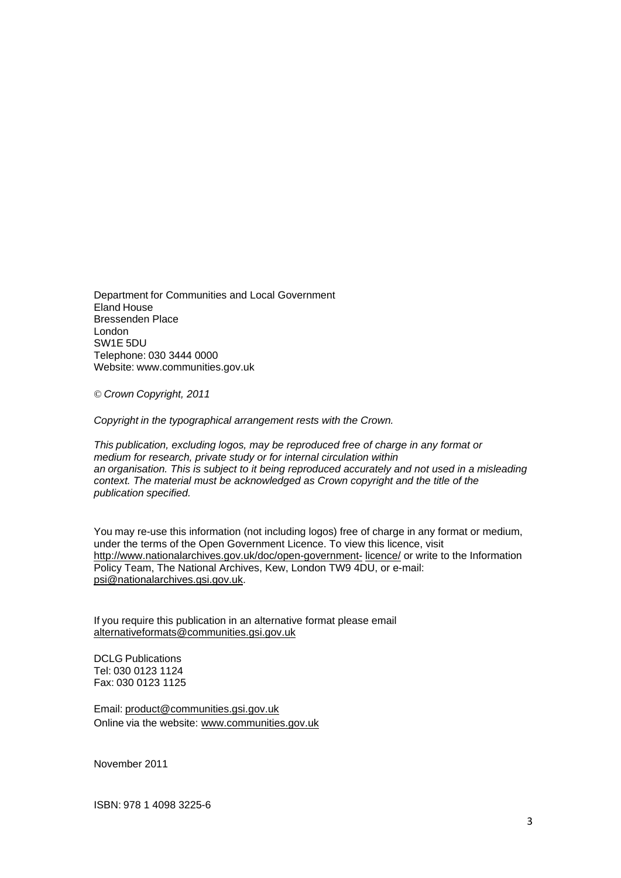Department for Communities and Local Government
Eland House
Bressenden Place
London
SW1E 5DU
Telephone: 030 3444 0000
Website: www.communities.gov.uk

*© Crown Copyright, 2011*

*Copyright in the typographical arrangement rests with the Crown.*

*This publication, excluding logos, may be reproduced free of charge in any format or medium for research, private study or for internal circulation within an organisation. This is subject to it being reproduced accurately and not used in a misleading context. The material must be acknowledged as Crown copyright and the title of the publication specified.*

You may re-use this information (not including logos) free of charge in any format or medium, under the terms of the Open Government Licence. To view this licence, visit http://www.nationalarchives.gov.uk/doc/open-government- licence/ or write to the Information Policy Team, The National Archives, Kew, London TW9 4DU, or e-mail: psi@nationalarchives.gsi.gov.uk.

If you require this publication in an alternative format please email alternativeformats@communities.gsi.gov.uk

DCLG Publications
Tel: 030 0123 1124
Fax: 030 0123 1125

Email: product@communities.gsi.gov.uk
Online via the website: www.communities.gov.uk

November 2011

ISBN: 978 1 4098 3225-6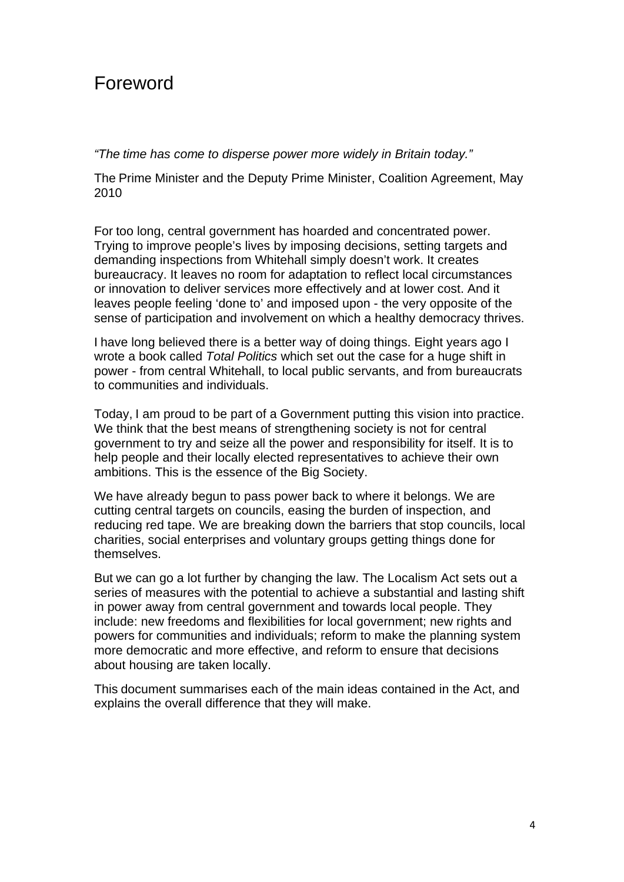# Foreword

*"The time has come to disperse power more widely in Britain today."*

The Prime Minister and the Deputy Prime Minister, Coalition Agreement, May 2010

For too long, central government has hoarded and concentrated power. Trying to improve people's lives by imposing decisions, setting targets and demanding inspections from Whitehall simply doesn't work. It creates bureaucracy. It leaves no room for adaptation to reflect local circumstances or innovation to deliver services more effectively and at lower cost. And it leaves people feeling 'done to' and imposed upon - the very opposite of the sense of participation and involvement on which a healthy democracy thrives.

I have long believed there is a better way of doing things. Eight years ago I wrote a book called *Total Politics* which set out the case for a huge shift in power - from central Whitehall, to local public servants, and from bureaucrats to communities and individuals.

Today, I am proud to be part of a Government putting this vision into practice. We think that the best means of strengthening society is not for central government to try and seize all the power and responsibility for itself. It is to help people and their locally elected representatives to achieve their own ambitions. This is the essence of the Big Society.

We have already begun to pass power back to where it belongs. We are cutting central targets on councils, easing the burden of inspection, and reducing red tape. We are breaking down the barriers that stop councils, local charities, social enterprises and voluntary groups getting things done for themselves.

But we can go a lot further by changing the law. The Localism Act sets out a series of measures with the potential to achieve a substantial and lasting shift in power away from central government and towards local people. They include: new freedoms and flexibilities for local government; new rights and powers for communities and individuals; reform to make the planning system more democratic and more effective, and reform to ensure that decisions about housing are taken locally.

This document summarises each of the main ideas contained in the Act, and explains the overall difference that they will make.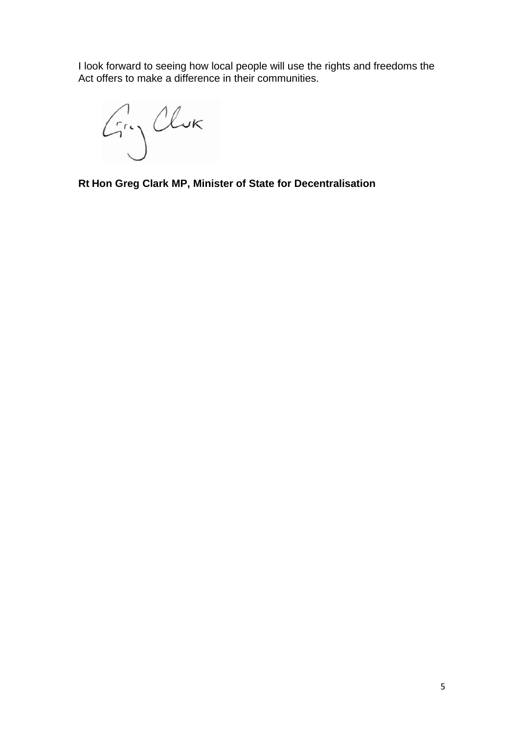I look forward to seeing how local people will use the rights and freedoms the Act offers to make a difference in their communities.

**Rt Hon Greg Clark MP, Minister of State for Decentralisation**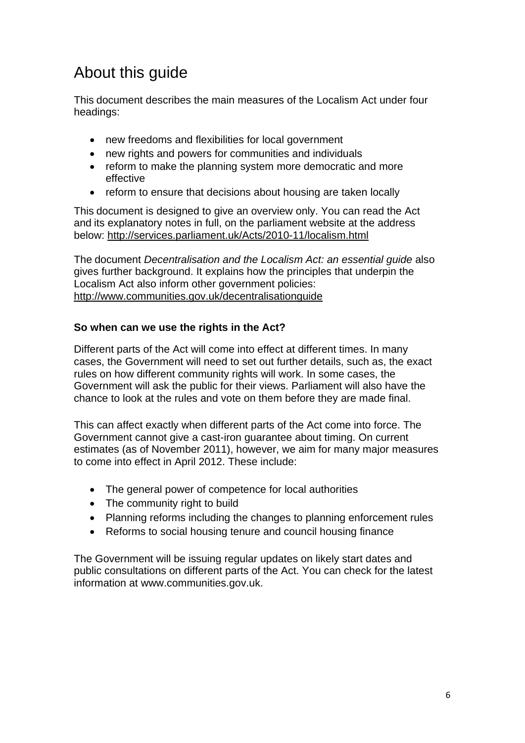# About this guide

This document describes the main measures of the Localism Act under four headings:

- new freedoms and flexibilities for local government
- new rights and powers for communities and individuals
- reform to make the planning system more democratic and more effective
- reform to ensure that decisions about housing are taken locally

This document is designed to give an overview only. You can read the Act and its explanatory notes in full, on the parliament website at the address below: http://services.parliament.uk/Acts/2010-11/localism.html

The document *Decentralisation and the Localism Act: an essential guide* also gives further background. It explains how the principles that underpin the Localism Act also inform other government policies: http://www.communities.gov.uk/decentralisationguide

### So when can we use the rights in the Act?

Different parts of the Act will come into effect at different times. In many cases, the Government will need to set out further details, such as, the exact rules on how different community rights will work. In some cases, the Government will ask the public for their views. Parliament will also have the chance to look at the rules and vote on them before they are made final.

This can affect exactly when different parts of the Act come into force. The Government cannot give a cast-iron guarantee about timing. On current estimates (as of November 2011), however, we aim for many major measures to come into effect in April 2012. These include:

- The general power of competence for local authorities
- The community right to build
- Planning reforms including the changes to planning enforcement rules
- Reforms to social housing tenure and council housing finance

The Government will be issuing regular updates on likely start dates and public consultations on different parts of the Act. You can check for the latest information at www.communities.gov.uk.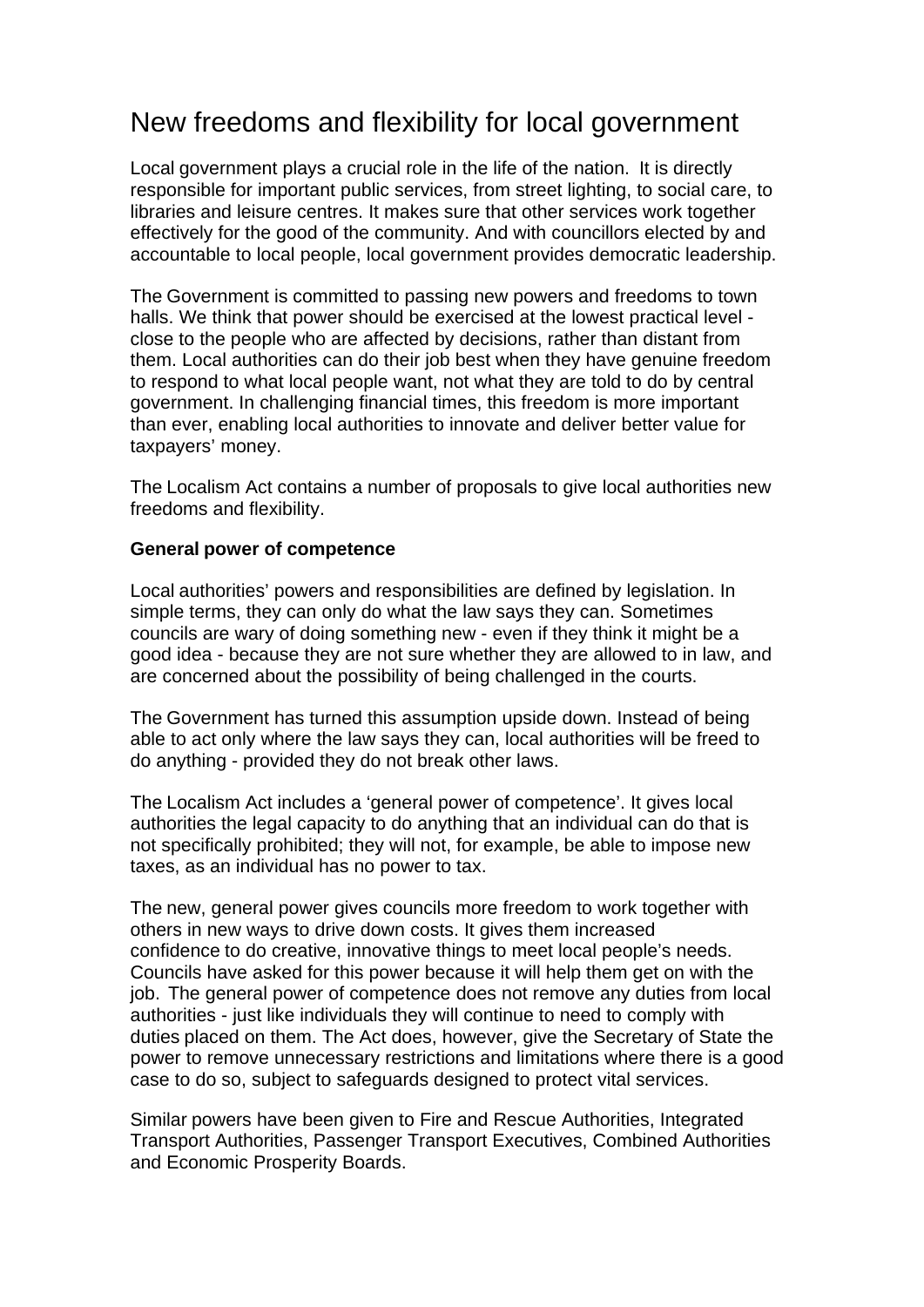# New freedoms and flexibility for local government

Local government plays a crucial role in the life of the nation. It is directly responsible for important public services, from street lighting, to social care, to libraries and leisure centres. It makes sure that other services work together effectively for the good of the community. And with councillors elected by and accountable to local people, local government provides democratic leadership.

The Government is committed to passing new powers and freedoms to town halls. We think that power should be exercised at the lowest practical level - close to the people who are affected by decisions, rather than distant from them. Local authorities can do their job best when they have genuine freedom to respond to what local people want, not what they are told to do by central government. In challenging financial times, this freedom is more important than ever, enabling local authorities to innovate and deliver better value for taxpayers' money.

The Localism Act contains a number of proposals to give local authorities new freedoms and flexibility.

**General power of competence**

Local authorities' powers and responsibilities are defined by legislation. In simple terms, they can only do what the law says they can. Sometimes councils are wary of doing something new - even if they think it might be a good idea - because they are not sure whether they are allowed to in law, and are concerned about the possibility of being challenged in the courts.

The Government has turned this assumption upside down. Instead of being able to act only where the law says they can, local authorities will be freed to do anything - provided they do not break other laws.

The Localism Act includes a 'general power of competence'. It gives local authorities the legal capacity to do anything that an individual can do that is not specifically prohibited; they will not, for example, be able to impose new taxes, as an individual has no power to tax.

The new, general power gives councils more freedom to work together with others in new ways to drive down costs. It gives them increased confidence to do creative, innovative things to meet local people's needs. Councils have asked for this power because it will help them get on with the job. The general power of competence does not remove any duties from local authorities - just like individuals they will continue to need to comply with duties placed on them. The Act does, however, give the Secretary of State the power to remove unnecessary restrictions and limitations where there is a good case to do so, subject to safeguards designed to protect vital services.

Similar powers have been given to Fire and Rescue Authorities, Integrated Transport Authorities, Passenger Transport Executives, Combined Authorities and Economic Prosperity Boards.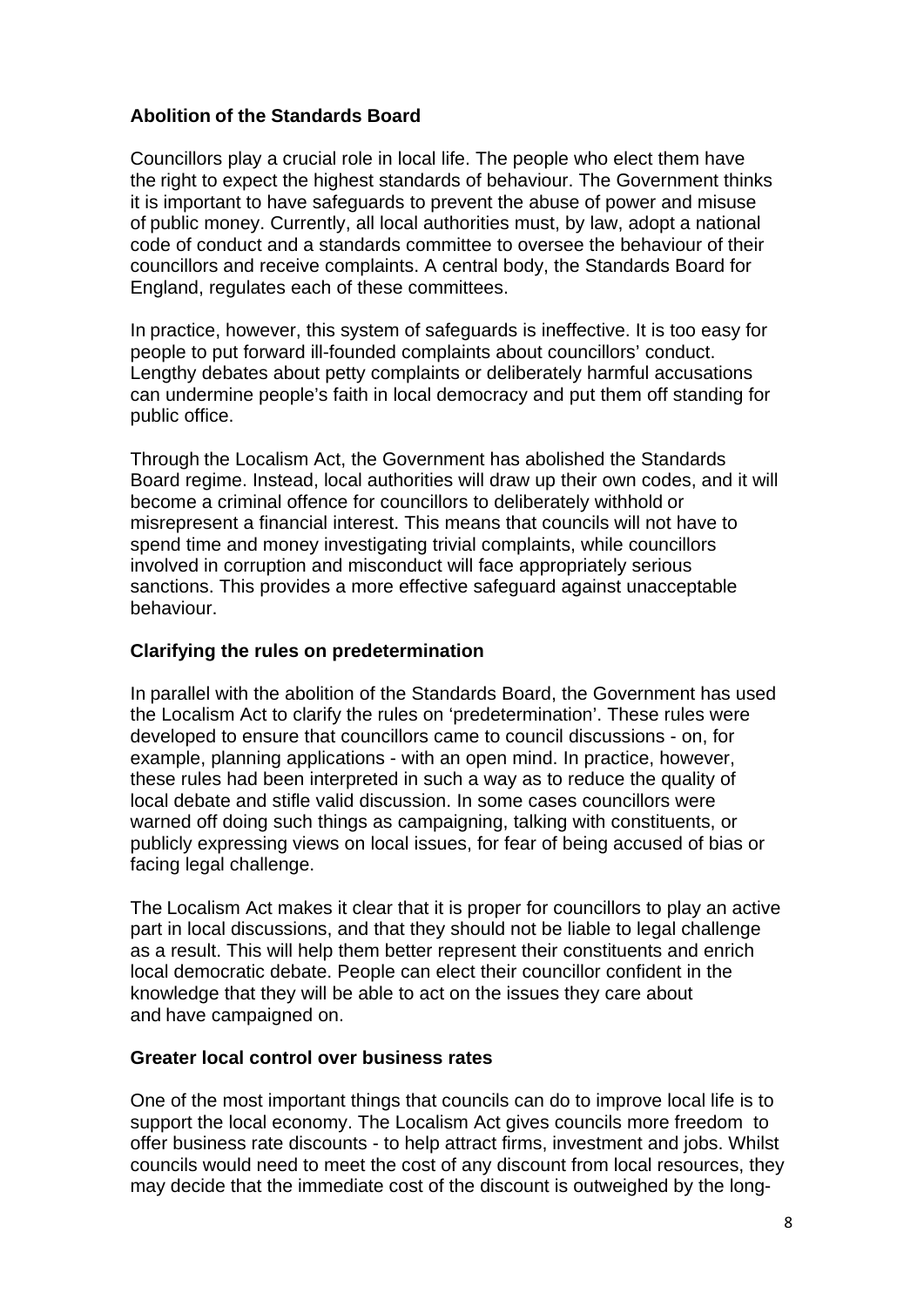### Abolition of the Standards Board

Councillors play a crucial role in local life. The people who elect them have the right to expect the highest standards of behaviour. The Government thinks it is important to have safeguards to prevent the abuse of power and misuse of public money. Currently, all local authorities must, by law, adopt a national code of conduct and a standards committee to oversee the behaviour of their councillors and receive complaints. A central body, the Standards Board for England, regulates each of these committees.

In practice, however, this system of safeguards is ineffective. It is too easy for people to put forward ill-founded complaints about councillors' conduct. Lengthy debates about petty complaints or deliberately harmful accusations can undermine people's faith in local democracy and put them off standing for public office.

Through the Localism Act, the Government has abolished the Standards Board regime. Instead, local authorities will draw up their own codes, and it will become a criminal offence for councillors to deliberately withhold or misrepresent a financial interest. This means that councils will not have to spend time and money investigating trivial complaints, while councillors involved in corruption and misconduct will face appropriately serious sanctions. This provides a more effective safeguard against unacceptable behaviour.

### Clarifying the rules on predetermination

In parallel with the abolition of the Standards Board, the Government has used the Localism Act to clarify the rules on 'predetermination'. These rules were developed to ensure that councillors came to council discussions - on, for example, planning applications - with an open mind. In practice, however, these rules had been interpreted in such a way as to reduce the quality of local debate and stifle valid discussion. In some cases councillors were warned off doing such things as campaigning, talking with constituents, or publicly expressing views on local issues, for fear of being accused of bias or facing legal challenge.

The Localism Act makes it clear that it is proper for councillors to play an active part in local discussions, and that they should not be liable to legal challenge as a result. This will help them better represent their constituents and enrich local democratic debate. People can elect their councillor confident in the knowledge that they will be able to act on the issues they care about and have campaigned on.

### Greater local control over business rates

One of the most important things that councils can do to improve local life is to support the local economy. The Localism Act gives councils more freedom to offer business rate discounts - to help attract firms, investment and jobs. Whilst councils would need to meet the cost of any discount from local resources, they may decide that the immediate cost of the discount is outweighed by the long-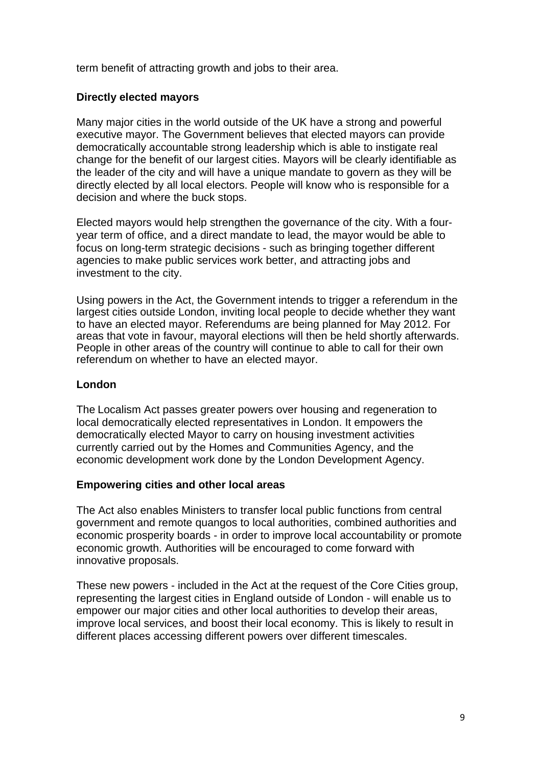term benefit of attracting growth and jobs to their area.

**Directly elected mayors**

Many major cities in the world outside of the UK have a strong and powerful executive mayor. The Government believes that elected mayors can provide democratically accountable strong leadership which is able to instigate real change for the benefit of our largest cities. Mayors will be clearly identifiable as the leader of the city and will have a unique mandate to govern as they will be directly elected by all local electors. People will know who is responsible for a decision and where the buck stops.

Elected mayors would help strengthen the governance of the city. With a four-year term of office, and a direct mandate to lead, the mayor would be able to focus on long-term strategic decisions - such as bringing together different agencies to make public services work better, and attracting jobs and investment to the city.

Using powers in the Act, the Government intends to trigger a referendum in the largest cities outside London, inviting local people to decide whether they want to have an elected mayor. Referendums are being planned for May 2012. For areas that vote in favour, mayoral elections will then be held shortly afterwards. People in other areas of the country will continue to able to call for their own referendum on whether to have an elected mayor.

**London**

The Localism Act passes greater powers over housing and regeneration to local democratically elected representatives in London. It empowers the democratically elected Mayor to carry on housing investment activities currently carried out by the Homes and Communities Agency, and the economic development work done by the London Development Agency.

**Empowering cities and other local areas**

The Act also enables Ministers to transfer local public functions from central government and remote quangos to local authorities, combined authorities and economic prosperity boards - in order to improve local accountability or promote economic growth. Authorities will be encouraged to come forward with innovative proposals.

These new powers - included in the Act at the request of the Core Cities group, representing the largest cities in England outside of London - will enable us to empower our major cities and other local authorities to develop their areas, improve local services, and boost their local economy. This is likely to result in different places accessing different powers over different timescales.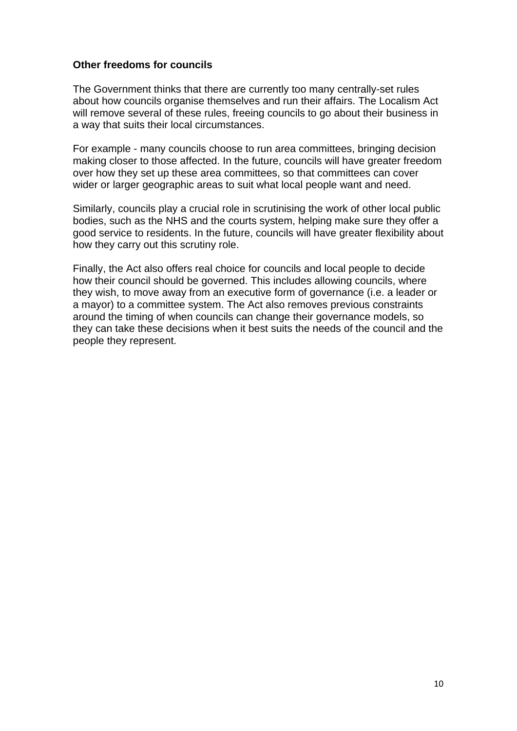**Other freedoms for councils**

The Government thinks that there are currently too many centrally-set rules about how councils organise themselves and run their affairs. The Localism Act will remove several of these rules, freeing councils to go about their business in a way that suits their local circumstances.

For example - many councils choose to run area committees, bringing decision making closer to those affected. In the future, councils will have greater freedom over how they set up these area committees, so that committees can cover wider or larger geographic areas to suit what local people want and need.

Similarly, councils play a crucial role in scrutinising the work of other local public bodies, such as the NHS and the courts system, helping make sure they offer a good service to residents. In the future, councils will have greater flexibility about how they carry out this scrutiny role.

Finally, the Act also offers real choice for councils and local people to decide how their council should be governed. This includes allowing councils, where they wish, to move away from an executive form of governance (i.e. a leader or a mayor) to a committee system. The Act also removes previous constraints around the timing of when councils can change their governance models, so they can take these decisions when it best suits the needs of the council and the people they represent.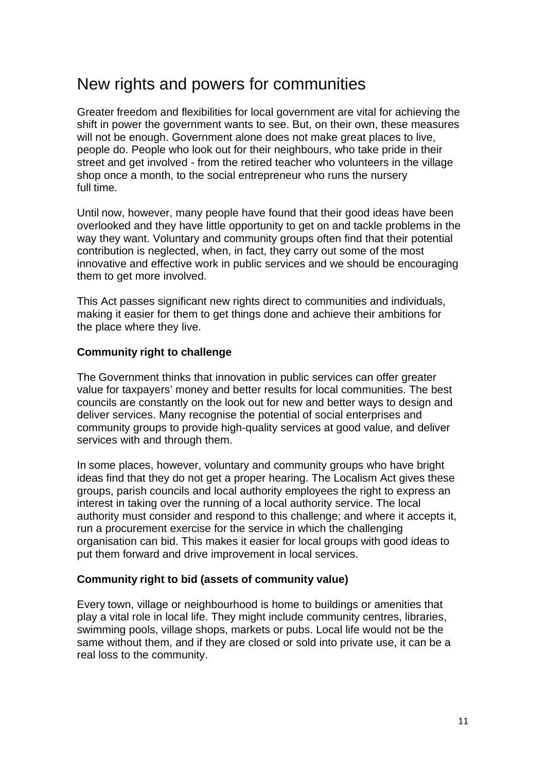# New rights and powers for communities

Greater freedom and flexibilities for local government are vital for achieving the shift in power the government wants to see. But, on their own, these measures will not be enough. Government alone does not make great places to live, people do. People who look out for their neighbours, who take pride in their street and get involved - from the retired teacher who volunteers in the village shop once a month, to the social entrepreneur who runs the nursery full time.

Until now, however, many people have found that their good ideas have been overlooked and they have little opportunity to get on and tackle problems in the way they want. Voluntary and community groups often find that their potential contribution is neglected, when, in fact, they carry out some of the most innovative and effective work in public services and we should be encouraging them to get more involved.

This Act passes significant new rights direct to communities and individuals, making it easier for them to get things done and achieve their ambitions for the place where they live.

### Community right to challenge

The Government thinks that innovation in public services can offer greater value for taxpayers' money and better results for local communities. The best councils are constantly on the look out for new and better ways to design and deliver services. Many recognise the potential of social enterprises and community groups to provide high-quality services at good value, and deliver services with and through them.

In some places, however, voluntary and community groups who have bright ideas find that they do not get a proper hearing. The Localism Act gives these groups, parish councils and local authority employees the right to express an interest in taking over the running of a local authority service. The local authority must consider and respond to this challenge; and where it accepts it, run a procurement exercise for the service in which the challenging organisation can bid. This makes it easier for local groups with good ideas to put them forward and drive improvement in local services.

### Community right to bid (assets of community value)

Every town, village or neighbourhood is home to buildings or amenities that play a vital role in local life. They might include community centres, libraries, swimming pools, village shops, markets or pubs. Local life would not be the same without them, and if they are closed or sold into private use, it can be a real loss to the community.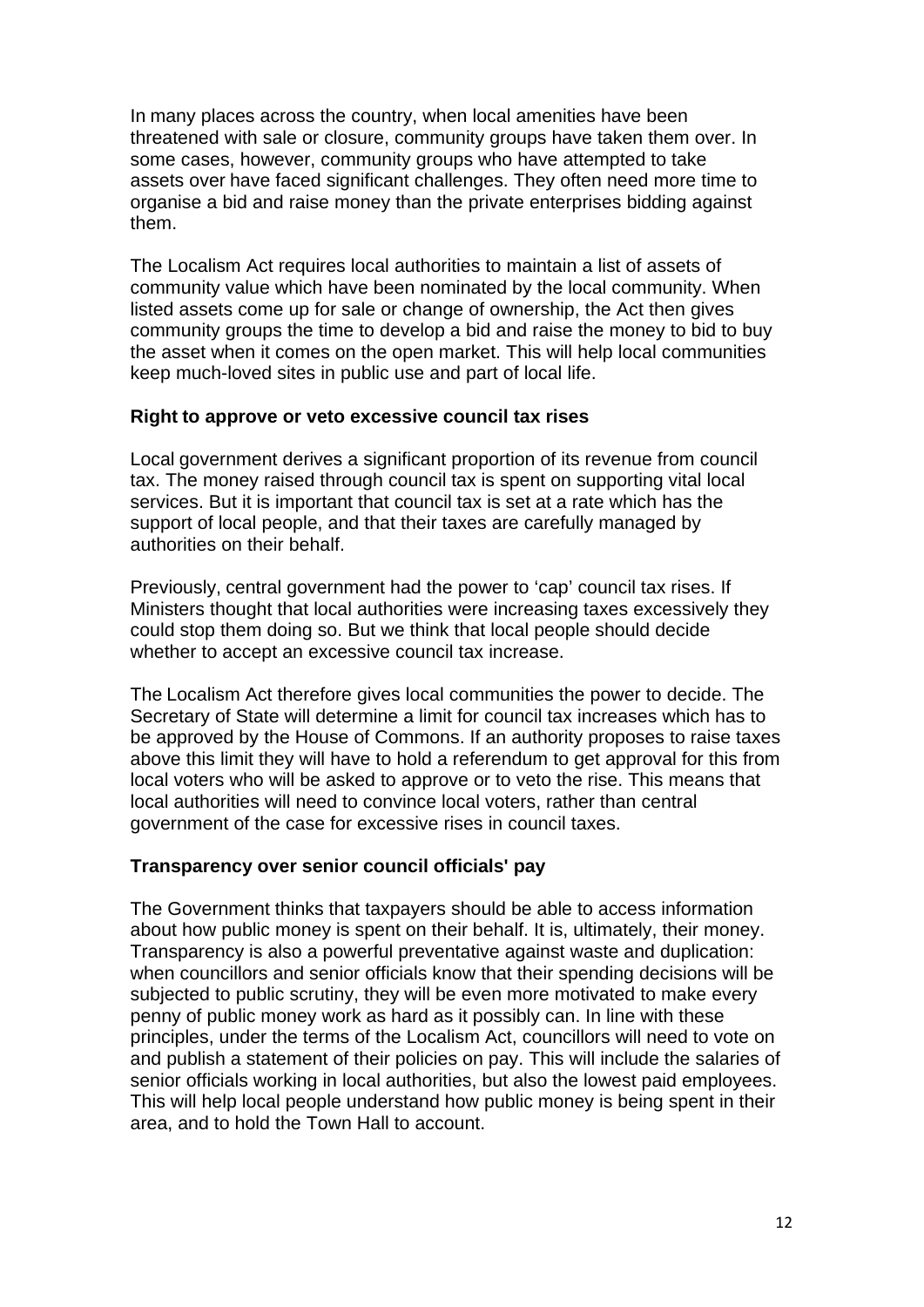In many places across the country, when local amenities have been threatened with sale or closure, community groups have taken them over. In some cases, however, community groups who have attempted to take assets over have faced significant challenges. They often need more time to organise a bid and raise money than the private enterprises bidding against them.

The Localism Act requires local authorities to maintain a list of assets of community value which have been nominated by the local community. When listed assets come up for sale or change of ownership, the Act then gives community groups the time to develop a bid and raise the money to bid to buy the asset when it comes on the open market. This will help local communities keep much-loved sites in public use and part of local life.

**Right to approve or veto excessive council tax rises**

Local government derives a significant proportion of its revenue from council tax. The money raised through council tax is spent on supporting vital local services. But it is important that council tax is set at a rate which has the support of local people, and that their taxes are carefully managed by authorities on their behalf.

Previously, central government had the power to 'cap' council tax rises. If Ministers thought that local authorities were increasing taxes excessively they could stop them doing so. But we think that local people should decide whether to accept an excessive council tax increase.

The Localism Act therefore gives local communities the power to decide. The Secretary of State will determine a limit for council tax increases which has to be approved by the House of Commons. If an authority proposes to raise taxes above this limit they will have to hold a referendum to get approval for this from local voters who will be asked to approve or to veto the rise. This means that local authorities will need to convince local voters, rather than central government of the case for excessive rises in council taxes.

**Transparency over senior council officials' pay**

The Government thinks that taxpayers should be able to access information about how public money is spent on their behalf. It is, ultimately, their money. Transparency is also a powerful preventative against waste and duplication: when councillors and senior officials know that their spending decisions will be subjected to public scrutiny, they will be even more motivated to make every penny of public money work as hard as it possibly can. In line with these principles, under the terms of the Localism Act, councillors will need to vote on and publish a statement of their policies on pay. This will include the salaries of senior officials working in local authorities, but also the lowest paid employees. This will help local people understand how public money is being spent in their area, and to hold the Town Hall to account.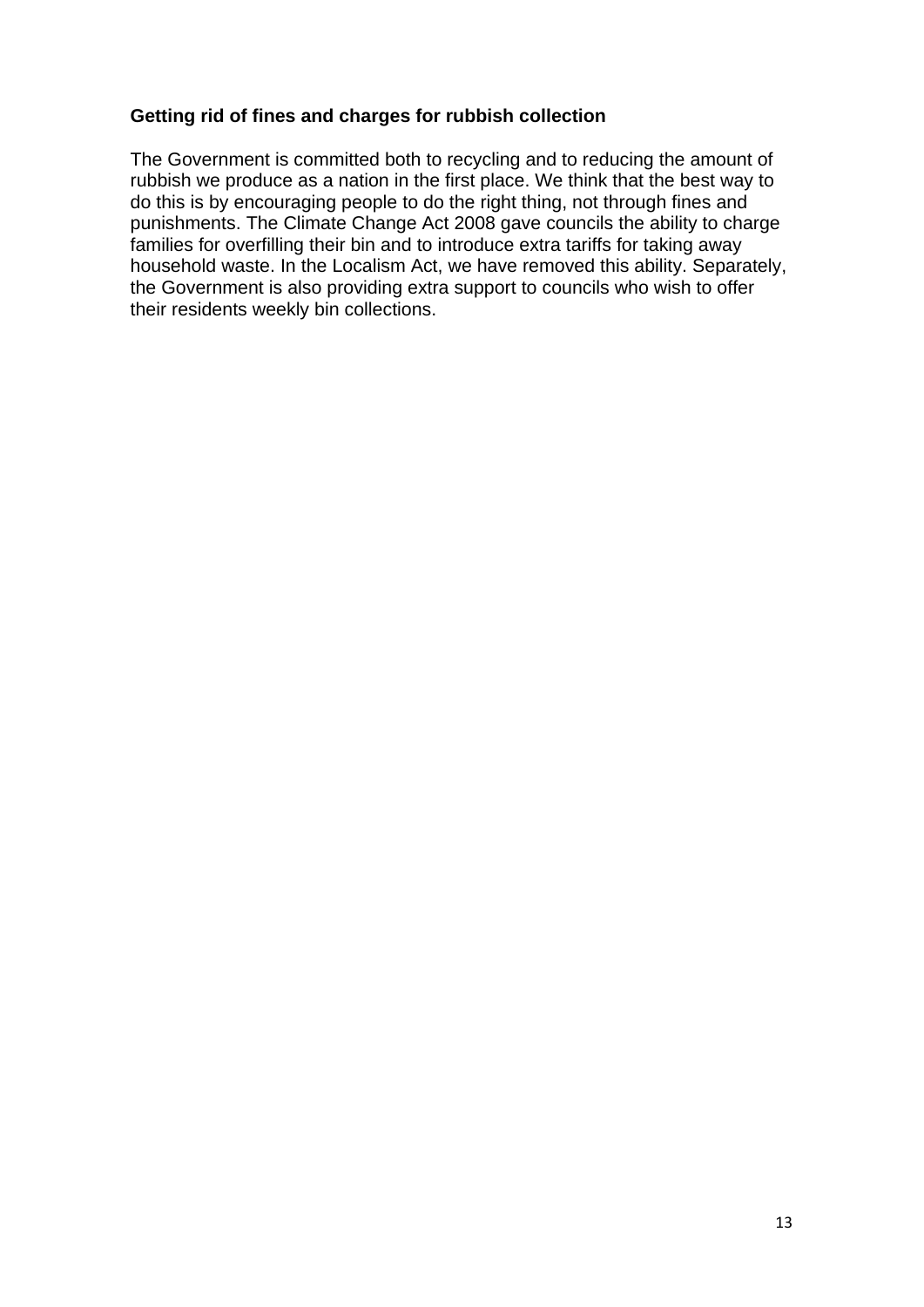**Getting rid of fines and charges for rubbish collection**

The Government is committed both to recycling and to reducing the amount of rubbish we produce as a nation in the first place. We think that the best way to do this is by encouraging people to do the right thing, not through fines and punishments. The Climate Change Act 2008 gave councils the ability to charge families for overfilling their bin and to introduce extra tariffs for taking away household waste. In the Localism Act, we have removed this ability. Separately, the Government is also providing extra support to councils who wish to offer their residents weekly bin collections.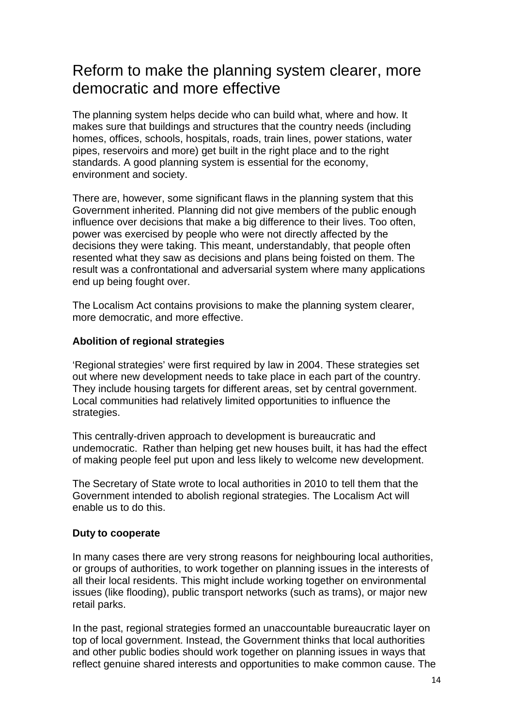# Reform to make the planning system clearer, more democratic and more effective

The planning system helps decide who can build what, where and how. It makes sure that buildings and structures that the country needs (including homes, offices, schools, hospitals, roads, train lines, power stations, water pipes, reservoirs and more) get built in the right place and to the right standards. A good planning system is essential for the economy, environment and society.

There are, however, some significant flaws in the planning system that this Government inherited. Planning did not give members of the public enough influence over decisions that make a big difference to their lives. Too often, power was exercised by people who were not directly affected by the decisions they were taking. This meant, understandably, that people often resented what they saw as decisions and plans being foisted on them. The result was a confrontational and adversarial system where many applications end up being fought over.

The Localism Act contains provisions to make the planning system clearer, more democratic, and more effective.

**Abolition of regional strategies**

'Regional strategies' were first required by law in 2004. These strategies set out where new development needs to take place in each part of the country. They include housing targets for different areas, set by central government. Local communities had relatively limited opportunities to influence the strategies.

This centrally-driven approach to development is bureaucratic and undemocratic. Rather than helping get new houses built, it has had the effect of making people feel put upon and less likely to welcome new development.

The Secretary of State wrote to local authorities in 2010 to tell them that the Government intended to abolish regional strategies. The Localism Act will enable us to do this.

**Duty to cooperate**

In many cases there are very strong reasons for neighbouring local authorities, or groups of authorities, to work together on planning issues in the interests of all their local residents. This might include working together on environmental issues (like flooding), public transport networks (such as trams), or major new retail parks.

In the past, regional strategies formed an unaccountable bureaucratic layer on top of local government. Instead, the Government thinks that local authorities and other public bodies should work together on planning issues in ways that reflect genuine shared interests and opportunities to make common cause. The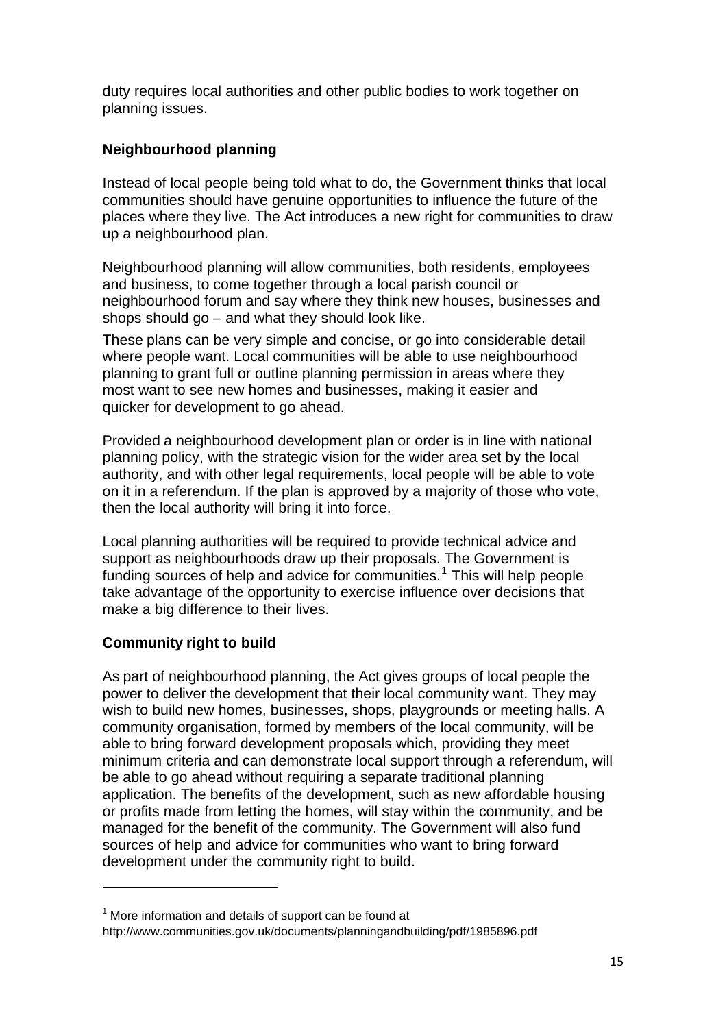duty requires local authorities and other public bodies to work together on planning issues.

## Neighbourhood planning

Instead of local people being told what to do, the Government thinks that local communities should have genuine opportunities to influence the future of the places where they live. The Act introduces a new right for communities to draw up a neighbourhood plan.

Neighbourhood planning will allow communities, both residents, employees and business, to come together through a local parish council or neighbourhood forum and say where they think new houses, businesses and shops should go – and what they should look like.

These plans can be very simple and concise, or go into considerable detail where people want. Local communities will be able to use neighbourhood planning to grant full or outline planning permission in areas where they most want to see new homes and businesses, making it easier and quicker for development to go ahead.

Provided a neighbourhood development plan or order is in line with national planning policy, with the strategic vision for the wider area set by the local authority, and with other legal requirements, local people will be able to vote on it in a referendum. If the plan is approved by a majority of those who vote, then the local authority will bring it into force.

Local planning authorities will be required to provide technical advice and support as neighbourhoods draw up their proposals. The Government is funding sources of help and advice for communities.[1] This will help people take advantage of the opportunity to exercise influence over decisions that make a big difference to their lives.

## Community right to build

As part of neighbourhood planning, the Act gives groups of local people the power to deliver the development that their local community want. They may wish to build new homes, businesses, shops, playgrounds or meeting halls. A community organisation, formed by members of the local community, will be able to bring forward development proposals which, providing they meet minimum criteria and can demonstrate local support through a referendum, will be able to go ahead without requiring a separate traditional planning application. The benefits of the development, such as new affordable housing or profits made from letting the homes, will stay within the community, and be managed for the benefit of the community. The Government will also fund sources of help and advice for communities who want to bring forward development under the community right to build.

---

[1] More information and details of support can be found at http://www.communities.gov.uk/documents/planningandbuilding/pdf/1985896.pdf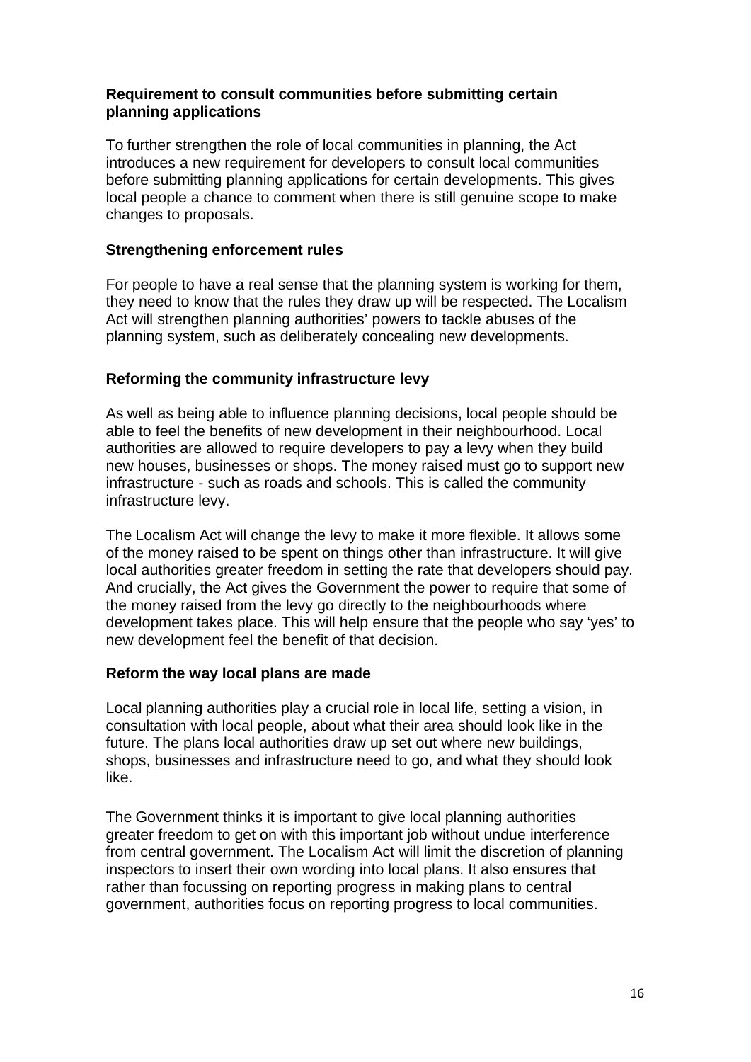### Requirement to consult communities before submitting certain planning applications

To further strengthen the role of local communities in planning, the Act introduces a new requirement for developers to consult local communities before submitting planning applications for certain developments. This gives local people a chance to comment when there is still genuine scope to make changes to proposals.

### Strengthening enforcement rules

For people to have a real sense that the planning system is working for them, they need to know that the rules they draw up will be respected. The Localism Act will strengthen planning authorities' powers to tackle abuses of the planning system, such as deliberately concealing new developments.

### Reforming the community infrastructure levy

As well as being able to influence planning decisions, local people should be able to feel the benefits of new development in their neighbourhood. Local authorities are allowed to require developers to pay a levy when they build new houses, businesses or shops. The money raised must go to support new infrastructure - such as roads and schools. This is called the community infrastructure levy.

The Localism Act will change the levy to make it more flexible. It allows some of the money raised to be spent on things other than infrastructure. It will give local authorities greater freedom in setting the rate that developers should pay. And crucially, the Act gives the Government the power to require that some of the money raised from the levy go directly to the neighbourhoods where development takes place. This will help ensure that the people who say 'yes' to new development feel the benefit of that decision.

### Reform the way local plans are made

Local planning authorities play a crucial role in local life, setting a vision, in consultation with local people, about what their area should look like in the future. The plans local authorities draw up set out where new buildings, shops, businesses and infrastructure need to go, and what they should look like.

The Government thinks it is important to give local planning authorities greater freedom to get on with this important job without undue interference from central government. The Localism Act will limit the discretion of planning inspectors to insert their own wording into local plans. It also ensures that rather than focussing on reporting progress in making plans to central government, authorities focus on reporting progress to local communities.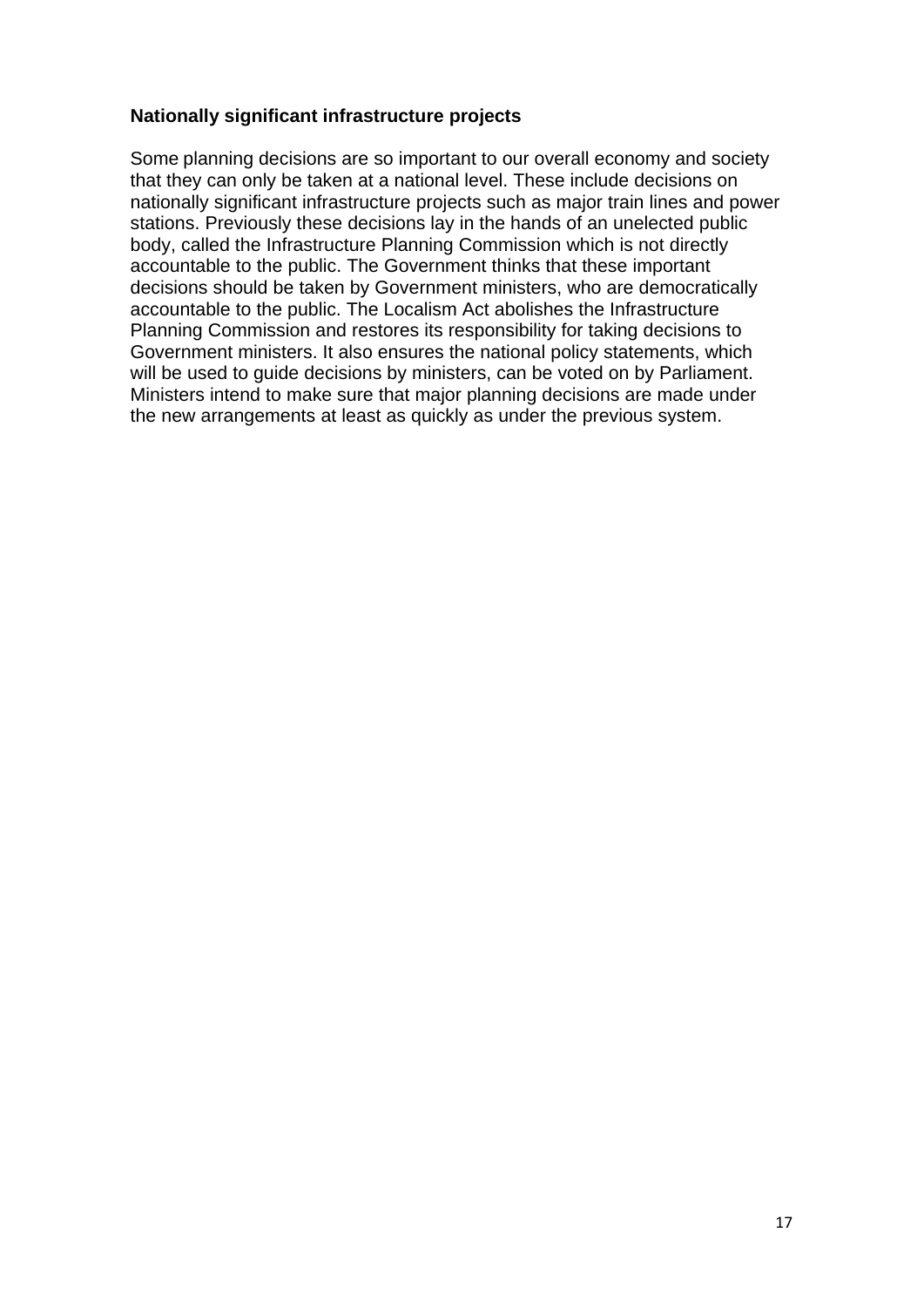**Nationally significant infrastructure projects**

Some planning decisions are so important to our overall economy and society that they can only be taken at a national level. These include decisions on nationally significant infrastructure projects such as major train lines and power stations. Previously these decisions lay in the hands of an unelected public body, called the Infrastructure Planning Commission which is not directly accountable to the public. The Government thinks that these important decisions should be taken by Government ministers, who are democratically accountable to the public. The Localism Act abolishes the Infrastructure Planning Commission and restores its responsibility for taking decisions to Government ministers. It also ensures the national policy statements, which will be used to guide decisions by ministers, can be voted on by Parliament. Ministers intend to make sure that major planning decisions are made under the new arrangements at least as quickly as under the previous system.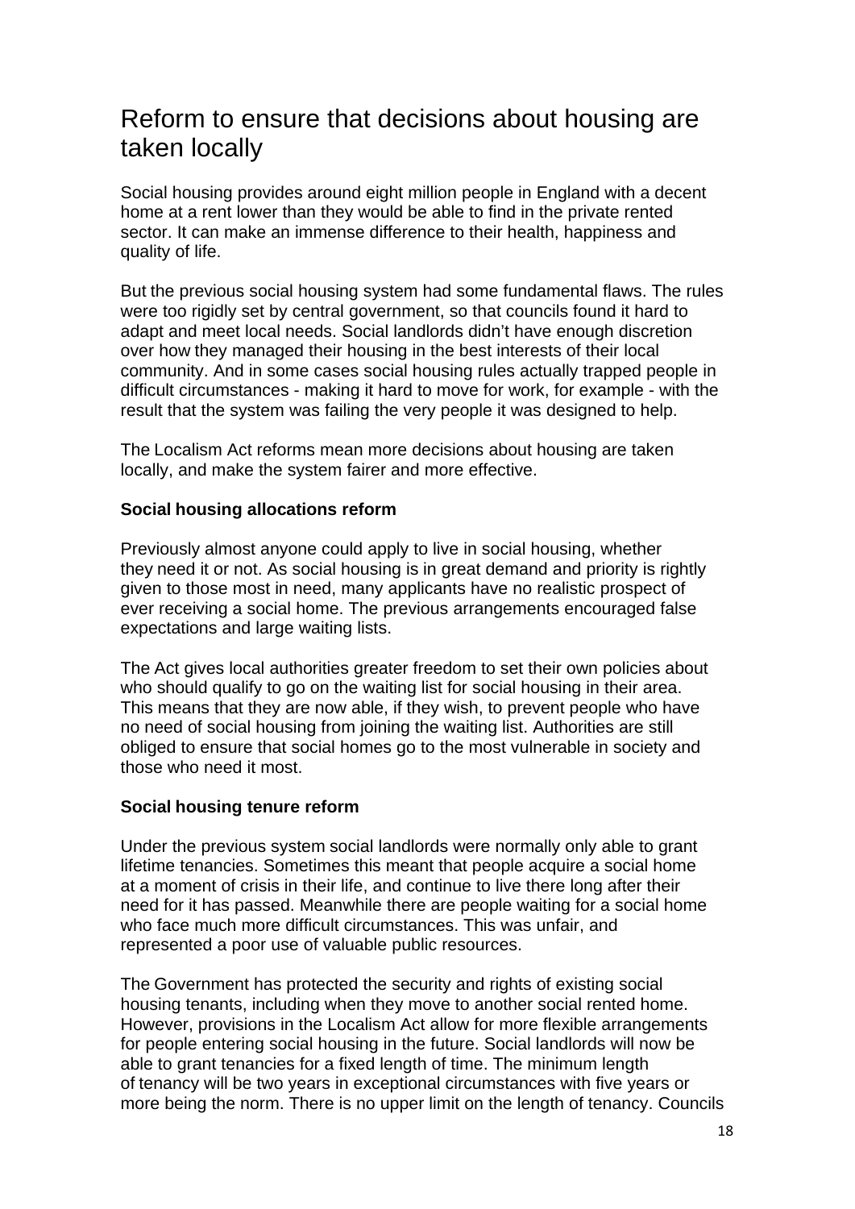# Reform to ensure that decisions about housing are taken locally

Social housing provides around eight million people in England with a decent home at a rent lower than they would be able to find in the private rented sector. It can make an immense difference to their health, happiness and quality of life.

But the previous social housing system had some fundamental flaws. The rules were too rigidly set by central government, so that councils found it hard to adapt and meet local needs. Social landlords didn't have enough discretion over how they managed their housing in the best interests of their local community. And in some cases social housing rules actually trapped people in difficult circumstances - making it hard to move for work, for example - with the result that the system was failing the very people it was designed to help.

The Localism Act reforms mean more decisions about housing are taken locally, and make the system fairer and more effective.

**Social housing allocations reform**

Previously almost anyone could apply to live in social housing, whether they need it or not. As social housing is in great demand and priority is rightly given to those most in need, many applicants have no realistic prospect of ever receiving a social home. The previous arrangements encouraged false expectations and large waiting lists.

The Act gives local authorities greater freedom to set their own policies about who should qualify to go on the waiting list for social housing in their area. This means that they are now able, if they wish, to prevent people who have no need of social housing from joining the waiting list. Authorities are still obliged to ensure that social homes go to the most vulnerable in society and those who need it most.

**Social housing tenure reform**

Under the previous system social landlords were normally only able to grant lifetime tenancies. Sometimes this meant that people acquire a social home at a moment of crisis in their life, and continue to live there long after their need for it has passed. Meanwhile there are people waiting for a social home who face much more difficult circumstances. This was unfair, and represented a poor use of valuable public resources.

The Government has protected the security and rights of existing social housing tenants, including when they move to another social rented home. However, provisions in the Localism Act allow for more flexible arrangements for people entering social housing in the future. Social landlords will now be able to grant tenancies for a fixed length of time. The minimum length of tenancy will be two years in exceptional circumstances with five years or more being the norm. There is no upper limit on the length of tenancy. Councils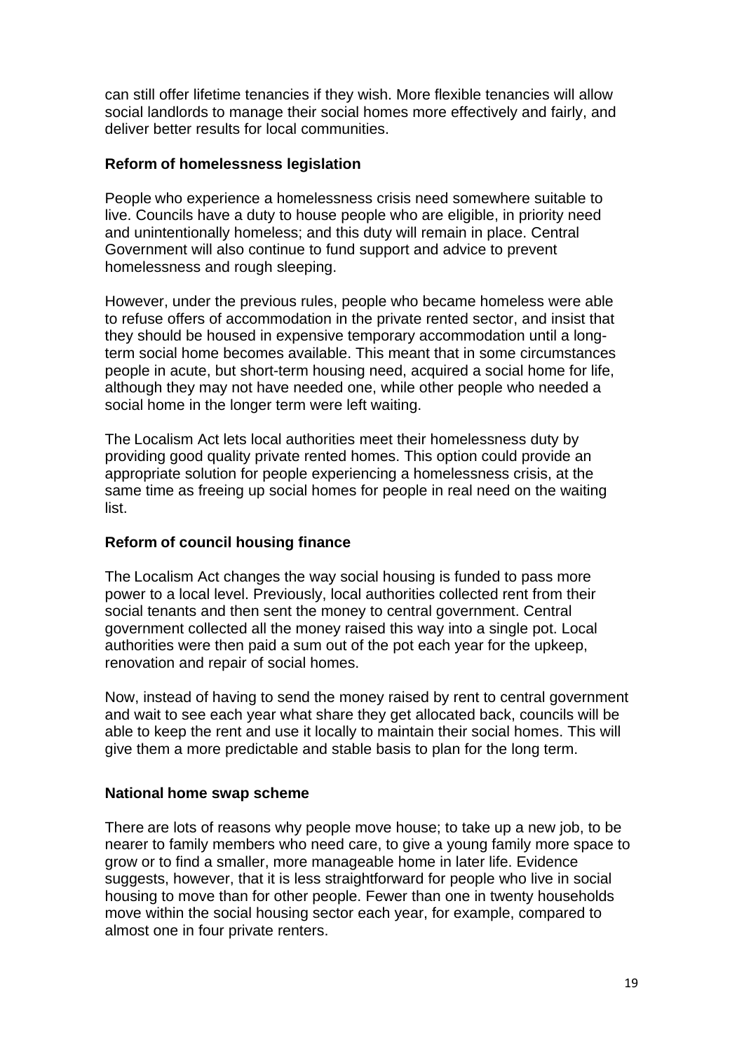can still offer lifetime tenancies if they wish. More flexible tenancies will allow social landlords to manage their social homes more effectively and fairly, and deliver better results for local communities.

**Reform of homelessness legislation**

People who experience a homelessness crisis need somewhere suitable to live. Councils have a duty to house people who are eligible, in priority need and unintentionally homeless; and this duty will remain in place. Central Government will also continue to fund support and advice to prevent homelessness and rough sleeping.

However, under the previous rules, people who became homeless were able to refuse offers of accommodation in the private rented sector, and insist that they should be housed in expensive temporary accommodation until a long-term social home becomes available. This meant that in some circumstances people in acute, but short-term housing need, acquired a social home for life, although they may not have needed one, while other people who needed a social home in the longer term were left waiting.

The Localism Act lets local authorities meet their homelessness duty by providing good quality private rented homes. This option could provide an appropriate solution for people experiencing a homelessness crisis, at the same time as freeing up social homes for people in real need on the waiting list.

**Reform of council housing finance**

The Localism Act changes the way social housing is funded to pass more power to a local level. Previously, local authorities collected rent from their social tenants and then sent the money to central government. Central government collected all the money raised this way into a single pot. Local authorities were then paid a sum out of the pot each year for the upkeep, renovation and repair of social homes.

Now, instead of having to send the money raised by rent to central government and wait to see each year what share they get allocated back, councils will be able to keep the rent and use it locally to maintain their social homes. This will give them a more predictable and stable basis to plan for the long term.

**National home swap scheme**

There are lots of reasons why people move house; to take up a new job, to be nearer to family members who need care, to give a young family more space to grow or to find a smaller, more manageable home in later life. Evidence suggests, however, that it is less straightforward for people who live in social housing to move than for other people. Fewer than one in twenty households move within the social housing sector each year, for example, compared to almost one in four private renters.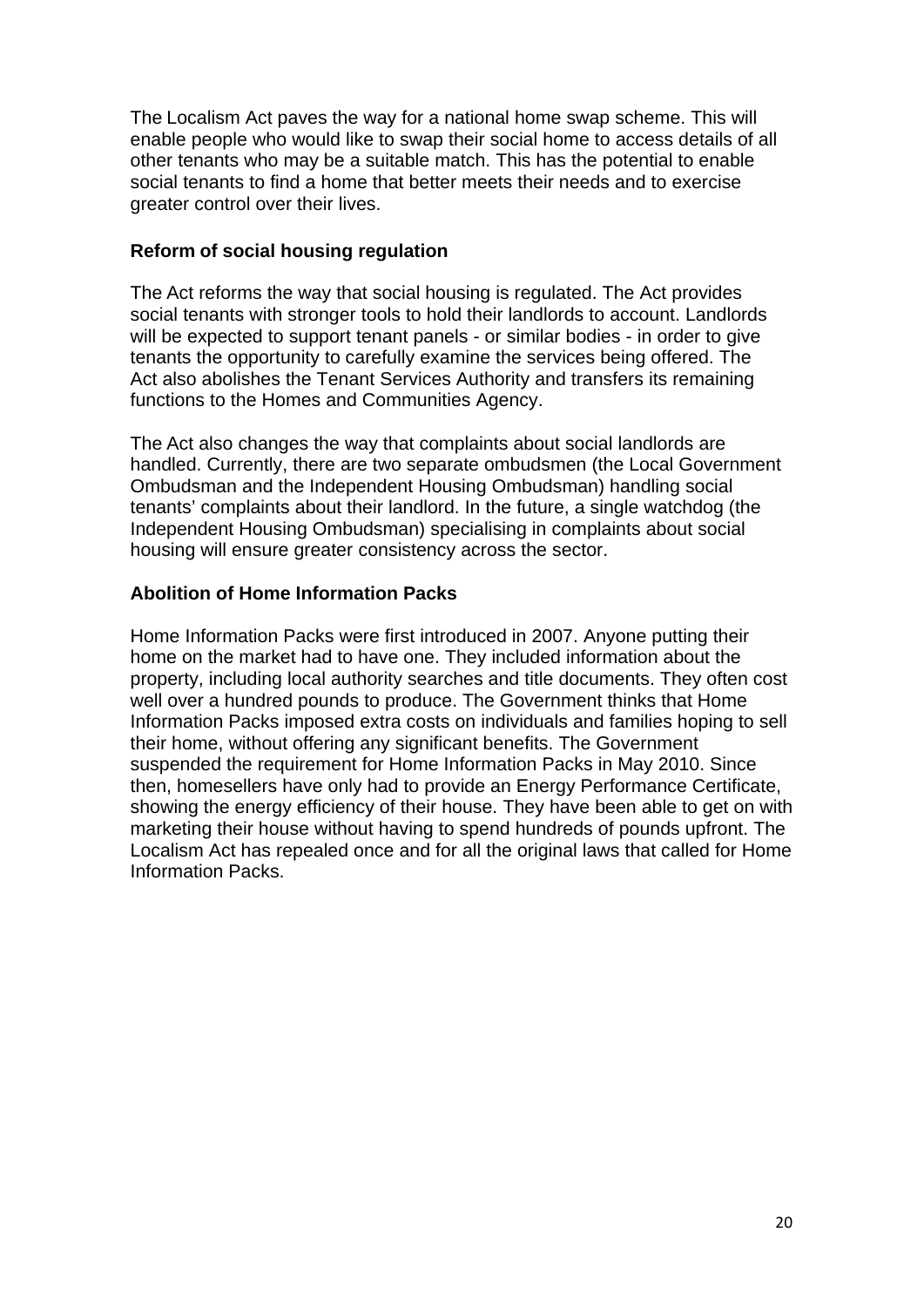The Localism Act paves the way for a national home swap scheme. This will enable people who would like to swap their social home to access details of all other tenants who may be a suitable match. This has the potential to enable social tenants to find a home that better meets their needs and to exercise greater control over their lives.

### Reform of social housing regulation

The Act reforms the way that social housing is regulated. The Act provides social tenants with stronger tools to hold their landlords to account. Landlords will be expected to support tenant panels - or similar bodies - in order to give tenants the opportunity to carefully examine the services being offered. The Act also abolishes the Tenant Services Authority and transfers its remaining functions to the Homes and Communities Agency.

The Act also changes the way that complaints about social landlords are handled. Currently, there are two separate ombudsmen (the Local Government Ombudsman and the Independent Housing Ombudsman) handling social tenants' complaints about their landlord. In the future, a single watchdog (the Independent Housing Ombudsman) specialising in complaints about social housing will ensure greater consistency across the sector.

### Abolition of Home Information Packs

Home Information Packs were first introduced in 2007. Anyone putting their home on the market had to have one. They included information about the property, including local authority searches and title documents. They often cost well over a hundred pounds to produce. The Government thinks that Home Information Packs imposed extra costs on individuals and families hoping to sell their home, without offering any significant benefits. The Government suspended the requirement for Home Information Packs in May 2010. Since then, homesellers have only had to provide an Energy Performance Certificate, showing the energy efficiency of their house. They have been able to get on with marketing their house without having to spend hundreds of pounds upfront. The Localism Act has repealed once and for all the original laws that called for Home Information Packs.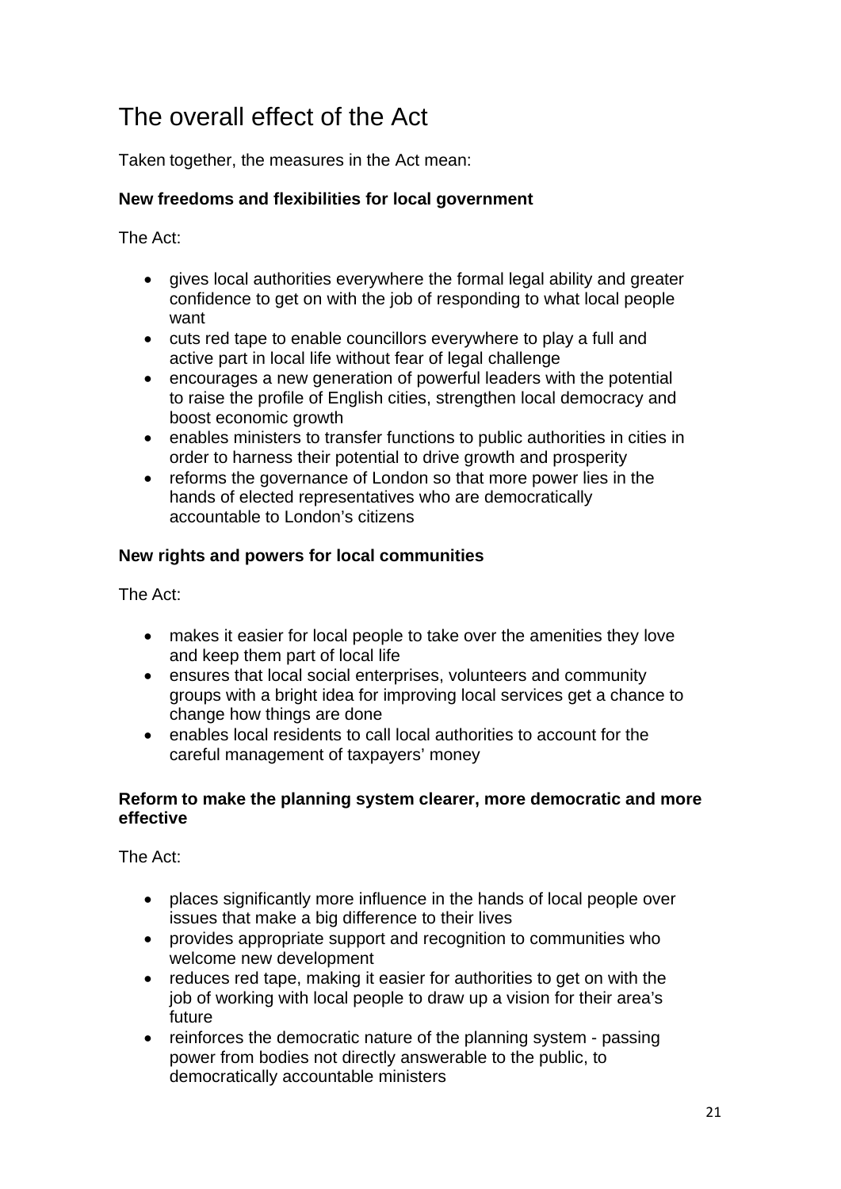# The overall effect of the Act

Taken together, the measures in the Act mean:

**New freedoms and flexibilities for local government**

The Act:

- gives local authorities everywhere the formal legal ability and greater confidence to get on with the job of responding to what local people want
- cuts red tape to enable councillors everywhere to play a full and active part in local life without fear of legal challenge
- encourages a new generation of powerful leaders with the potential to raise the profile of English cities, strengthen local democracy and boost economic growth
- enables ministers to transfer functions to public authorities in cities in order to harness their potential to drive growth and prosperity
- reforms the governance of London so that more power lies in the hands of elected representatives who are democratically accountable to London's citizens

**New rights and powers for local communities**

The Act:

- makes it easier for local people to take over the amenities they love and keep them part of local life
- ensures that local social enterprises, volunteers and community groups with a bright idea for improving local services get a chance to change how things are done
- enables local residents to call local authorities to account for the careful management of taxpayers' money

**Reform to make the planning system clearer, more democratic and more effective**

The Act:

- places significantly more influence in the hands of local people over issues that make a big difference to their lives
- provides appropriate support and recognition to communities who welcome new development
- reduces red tape, making it easier for authorities to get on with the job of working with local people to draw up a vision for their area's future
- reinforces the democratic nature of the planning system - passing power from bodies not directly answerable to the public, to democratically accountable ministers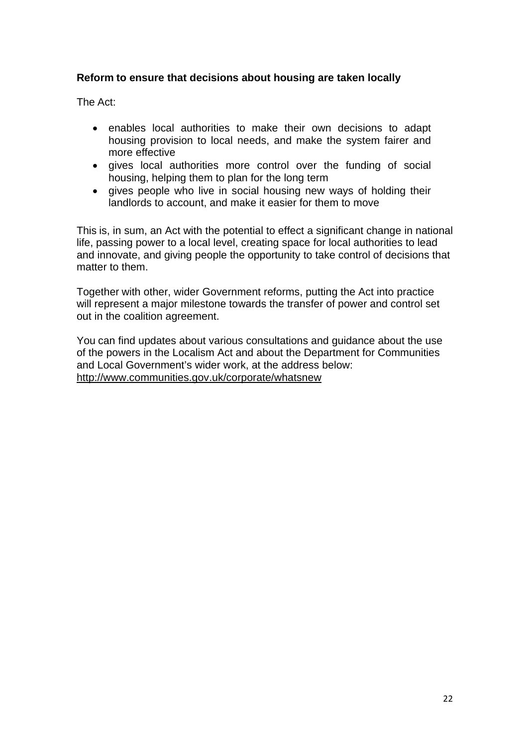**Reform to ensure that decisions about housing are taken locally**

The Act:

- enables local authorities to make their own decisions to adapt housing provision to local needs, and make the system fairer and more effective
- gives local authorities more control over the funding of social housing, helping them to plan for the long term
- gives people who live in social housing new ways of holding their landlords to account, and make it easier for them to move

This is, in sum, an Act with the potential to effect a significant change in national life, passing power to a local level, creating space for local authorities to lead and innovate, and giving people the opportunity to take control of decisions that matter to them.

Together with other, wider Government reforms, putting the Act into practice will represent a major milestone towards the transfer of power and control set out in the coalition agreement.

You can find updates about various consultations and guidance about the use of the powers in the Localism Act and about the Department for Communities and Local Government's wider work, at the address below:
http://www.communities.gov.uk/corporate/whatsnew